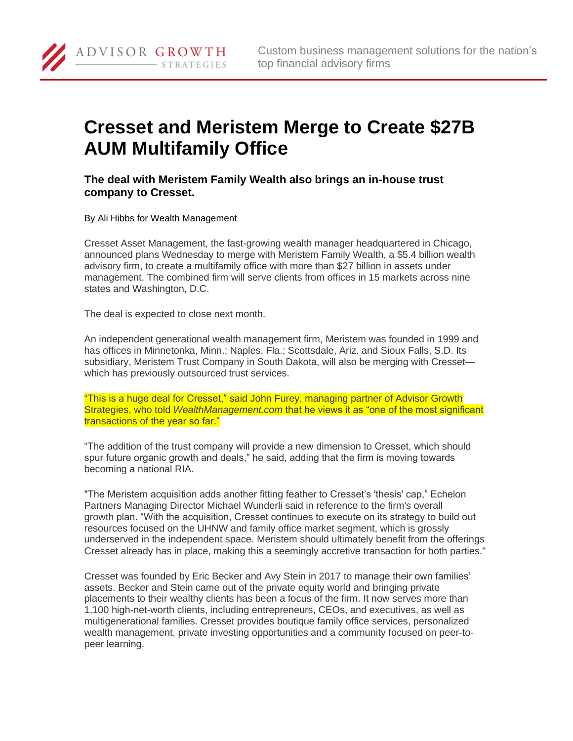# Cresset and Meristem Merge to Create $27B AUM Multifamily Office

### The deal with Meristem Family Wealth also brings an in-house trust company to Cresset.

By Ali Hibbs for Wealth Management

Cresset Asset Management, the fast-growing wealth manager headquartered in Chicago, announced plans Wednesday to merge with Meristem Family Wealth, a $5.4 billion wealth advisory firm, to create a multifamily office with more than $27 billion in assets under management. The combined firm will serve clients from offices in 15 markets across nine states and Washington, D.C.

The deal is expected to close next month.

An independent generational wealth management firm, Meristem was founded in 1999 and has offices in Minnetonka, Minn.; Naples, Fla.; Scottsdale, Ariz. and Sioux Falls, S.D. Its subsidiary, Meristem Trust Company in South Dakota, will also be merging with Cresset—which has previously outsourced trust services.

“This is a huge deal for Cresset,” said John Furey, managing partner of Advisor Growth Strategies, who told *WealthManagement.com* that he views it as “one of the most significant transactions of the year so far.”

“The addition of the trust company will provide a new dimension to Cresset, which should spur future organic growth and deals,” he said, adding that the firm is moving towards becoming a national RIA.

"The Meristem acquisition adds another fitting feather to Cresset’s 'thesis' cap,” Echelon Partners Managing Director Michael Wunderli said in reference to the firm's overall growth plan. “With the acquisition, Cresset continues to execute on its strategy to build out resources focused on the UHNW and family office market segment, which is grossly underserved in the independent space. Meristem should ultimately benefit from the offerings Cresset already has in place, making this a seemingly accretive transaction for both parties."

Cresset was founded by Eric Becker and Avy Stein in 2017 to manage their own families’ assets. Becker and Stein came out of the private equity world and bringing private placements to their wealthy clients has been a focus of the firm. It now serves more than 1,100 high-net-worth clients, including entrepreneurs, CEOs, and executives, as well as multigenerational families. Cresset provides boutique family office services, personalized wealth management, private investing opportunities and a community focused on peer-to-peer learning.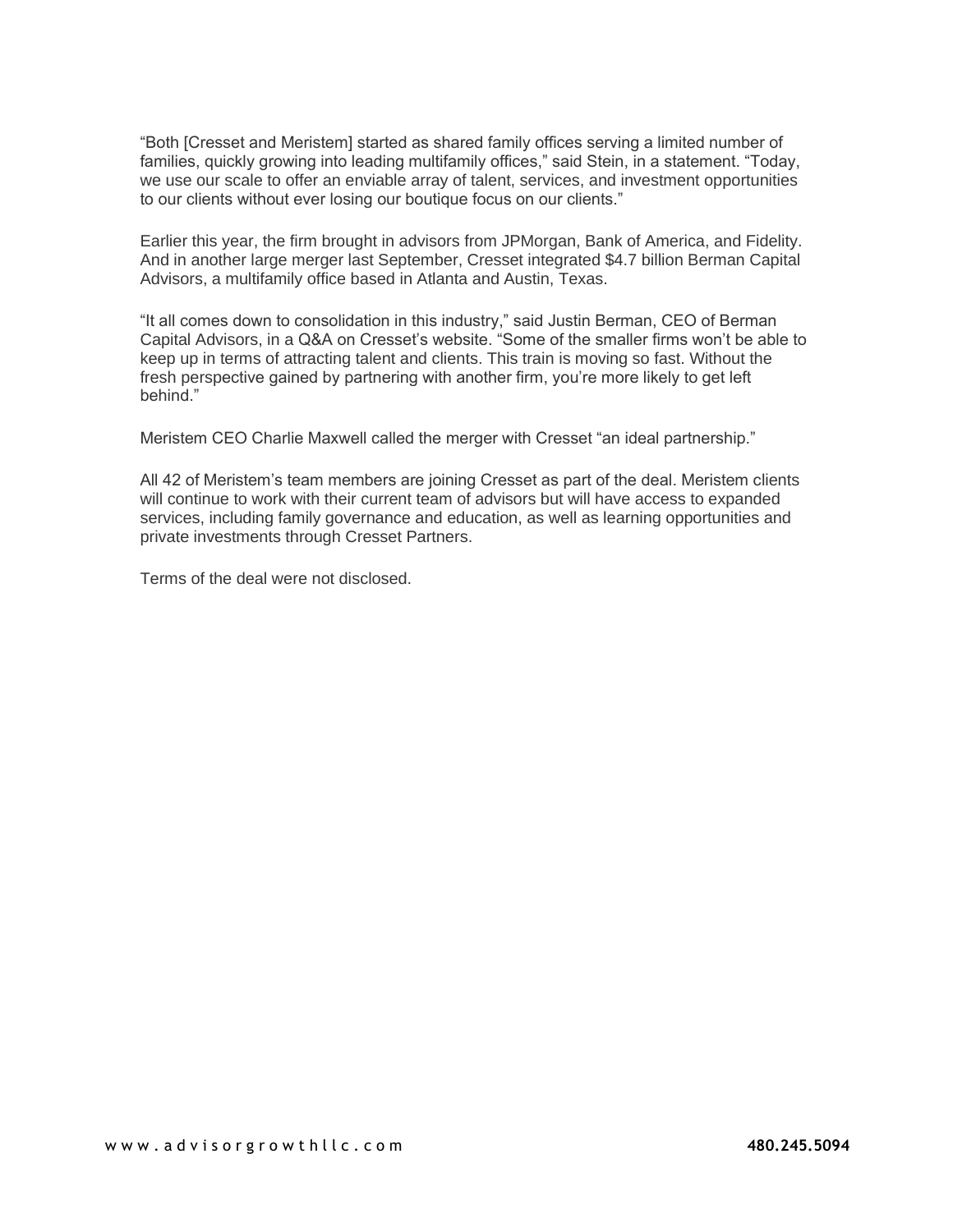"Both [Cresset and Meristem] started as shared family offices serving a limited number of families, quickly growing into leading multifamily offices," said Stein, in a statement. "Today, we use our scale to offer an enviable array of talent, services, and investment opportunities to our clients without ever losing our boutique focus on our clients."

Earlier this year, the firm brought in advisors from JPMorgan, Bank of America, and Fidelity. And in another large merger last September, Cresset integrated $4.7 billion Berman Capital Advisors, a multifamily office based in Atlanta and Austin, Texas.

"It all comes down to consolidation in this industry," said Justin Berman, CEO of Berman Capital Advisors, in a Q&A on Cresset's website. "Some of the smaller firms won't be able to keep up in terms of attracting talent and clients. This train is moving so fast. Without the fresh perspective gained by partnering with another firm, you're more likely to get left behind."

Meristem CEO Charlie Maxwell called the merger with Cresset "an ideal partnership."

All 42 of Meristem's team members are joining Cresset as part of the deal. Meristem clients will continue to work with their current team of advisors but will have access to expanded services, including family governance and education, as well as learning opportunities and private investments through Cresset Partners.

Terms of the deal were not disclosed.